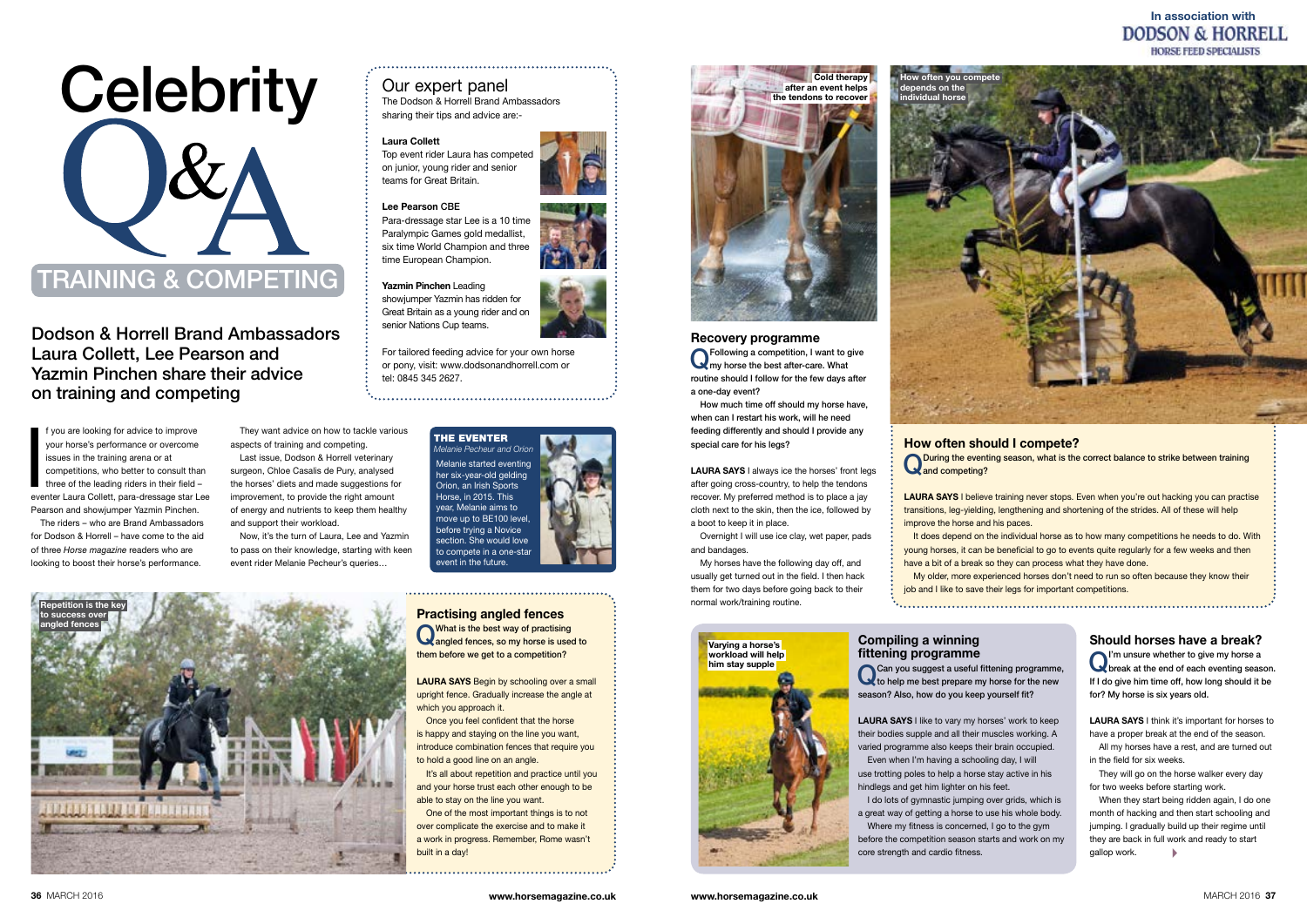# Celebrity Q&A

## TRAINING & COMPETING

In association with DODSON & HORRELL HORSE FEED SPECIALISTS

### Dodson & Horrell Brand Ambassadors Laura Collett, Lee Pearson and Yazmin Pinchen share their advice on training and competing

If you are looking for advice to improve your horse's performance or overcome issues in the training arena or at competitions, who better to consult than three of the leading riders in their field – eventer Laura Collett, para-dressage star Lee Pearson and showjumper Yazmin Pinchen.

The riders – who are Brand Ambassadors for Dodson & Horrell – have come to the aid of three *Horse magazine* readers who are looking to boost their horse's performance.

They want advice on how to tackle various aspects of training and competing.

Last issue, Dodson & Horrell veterinary surgeon, Chloe Casalis de Pury, analysed the horses' diets and made suggestions for improvement, to provide the right amount of energy and nutrients to keep them healthy and support their workload.

Now, it's the turn of Laura, Lee and Yazmin to pass on their knowledge, starting with keen event rider Melanie Pecheur's queries…

### Our expert panel

The Dodson & Horrell Brand Ambassadors sharing their tips and advice are:-

**Laura Collett**
Top event rider Laura has competed on junior, young rider and senior teams for Great Britain.

**Lee Pearson CBE**
Para-dressage star Lee is a 10 time Paralympic Games gold medallist, six time World Champion and three time European Champion.

**Yazmin Pinchen** Leading showjumper Yazmin has ridden for Great Britain as a young rider and on senior Nations Cup teams.

For tailored feeding advice for your own horse or pony, visit: www.dodsonandhorrell.com or tel: 0845 345 2627.

### THE EVENTER

*Melanie Pecheur and Orion*

Melanie started eventing her six-year-old gelding Orion, an Irish Sports Horse, in 2015. This year, Melanie aims to move up to BE100 level, before trying a Novice section. She would love to compete in a one-star event in the future.

Repetition is the key to success over angled fences

### Practising angled fences

**Q What is the best way of practising angled fences, so my horse is used to them before we get to a competition?**

**LAURA SAYS** Begin by schooling over a small upright fence. Gradually increase the angle at which you approach it.

Once you feel confident that the horse is happy and staying on the line you want, introduce combination fences that require you to hold a good line on an angle.

It's all about repetition and practice until you and your horse trust each other enough to be able to stay on the line you want.

One of the most important things is to not over complicate the exercise and to make it a work in progress. Remember, Rome wasn't built in a day!

Cold therapy after an event helps the tendons to recover

### Recovery programme

**Q Following a competition, I want to give my horse the best after-care. What routine should I follow for the few days after a one-day event?**

**How much time off should my horse have, when can I restart his work, will he need feeding differently and should I provide any special care for his legs?**

**LAURA SAYS** I always ice the horses' front legs after going cross-country, to help the tendons recover. My preferred method is to place a jay cloth next to the skin, then the ice, followed by a boot to keep it in place.

Overnight I will use ice clay, wet paper, pads and bandages.

My horses have the following day off, and usually get turned out in the field. I then hack them for two days before going back to their normal work/training routine.

How often you compete depends on the individual horse

### How often should I compete?

**Q During the eventing season, what is the correct balance to strike between training and competing?**

**LAURA SAYS** I believe training never stops. Even when you're out hacking you can practise transitions, leg-yielding, lengthening and shortening of the strides. All of these will help improve the horse and his paces.

It does depend on the individual horse as to how many competitions he needs to do. With young horses, it can be beneficial to go to events quite regularly for a few weeks and then have a bit of a break so they can process what they have done.

My older, more experienced horses don't need to run so often because they know their job and I like to save their legs for important competitions.

Varying a horse's workload will help him stay supple

### Compiling a winning fittening programme

**Q Can you suggest a useful fittening programme, to help me best prepare my horse for the new season? Also, how do you keep yourself fit?**

**LAURA SAYS** I like to vary my horses' work to keep their bodies supple and all their muscles working. A varied programme also keeps their brain occupied.

Even when I'm having a schooling day, I will use trotting poles to help a horse stay active in his hindlegs and get him lighter on his feet.

I do lots of gymnastic jumping over grids, which is a great way of getting a horse to use his whole body.

Where my fitness is concerned, I go to the gym before the competition season starts and work on my core strength and cardio fitness.

### Should horses have a break?

**Q I'm unsure whether to give my horse a break at the end of each eventing season. If I do give him time off, how long should it be for? My horse is six years old.**

**LAURA SAYS** I think it's important for horses to have a proper break at the end of the season.

All my horses have a rest, and are turned out in the field for six weeks.

They will go on the horse walker every day for two weeks before starting work.

When they start being ridden again, I do one month of hacking and then start schooling and jumping. I gradually build up their regime until they are back in full work and ready to start gallop work.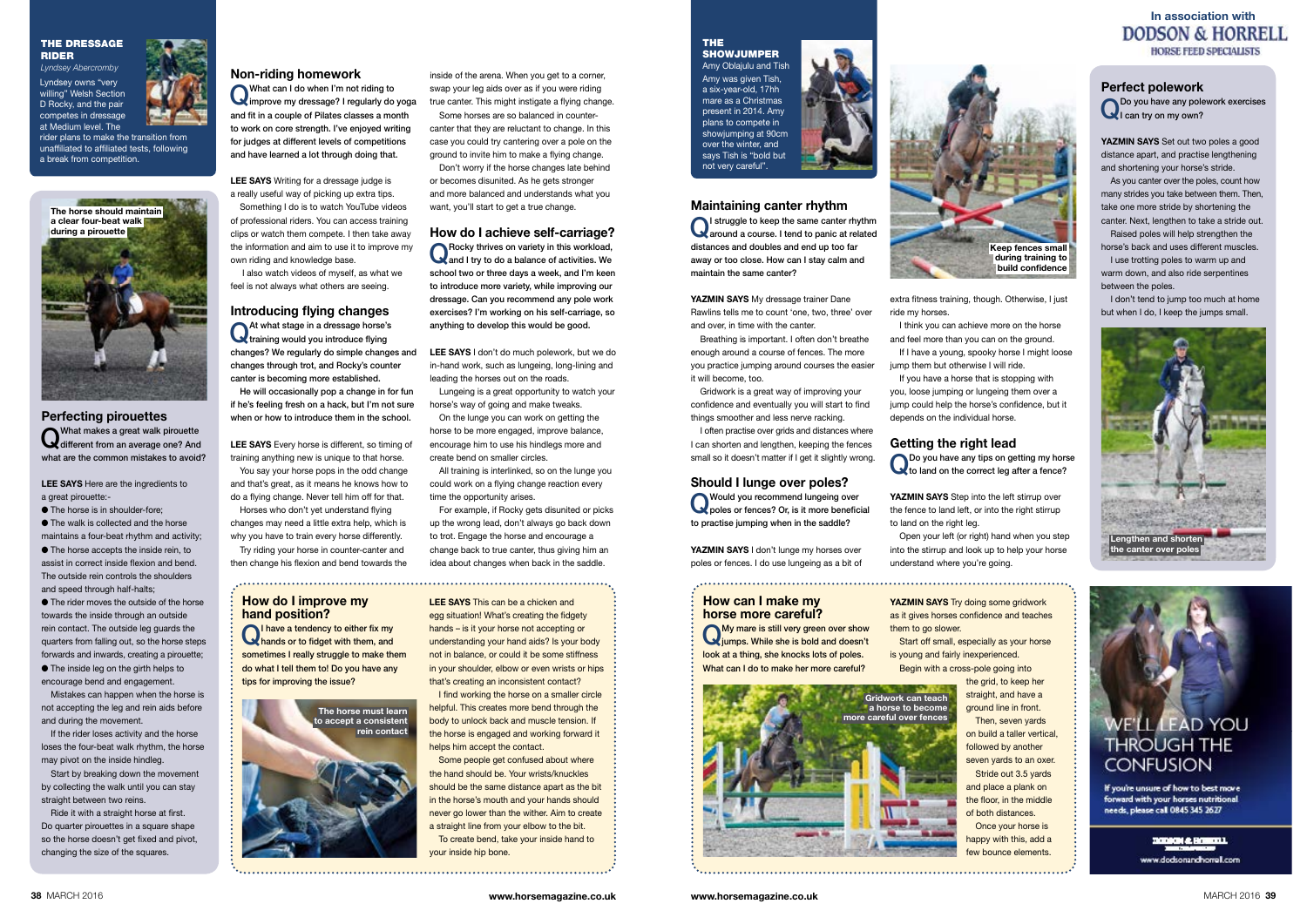### THE DRESSAGE RIDER

*Lyndsey Abercromby*

Lyndsey owns "very willing" Welsh Section D Rocky, and the pair competes in dressage at Medium level. The rider plans to make the transition from unaffiliated to affiliated tests, following a break from competition.

The horse should maintain a clear four-beat walk during a pirouette

## Perfecting pirouettes

**Q What makes a great walk pirouette different from an average one? And what are the common mistakes to avoid?**

**LEE SAYS** Here are the ingredients to a great pirouette:-

- The horse is in shoulder-fore;
- The walk is collected and the horse maintains a four-beat rhythm and activity;
- The horse accepts the inside rein, to assist in correct inside flexion and bend. The outside rein controls the shoulders and speed through half-halts;
- The rider moves the outside of the horse towards the inside through an outside rein contact. The outside leg guards the quarters from falling out, so the horse steps forwards and inwards, creating a pirouette;
- The inside leg on the girth helps to encourage bend and engagement.

Mistakes can happen when the horse is not accepting the leg and rein aids before and during the movement.

If the rider loses activity and the horse loses the four-beat walk rhythm, the horse may pivot on the inside hindleg.

Start by breaking down the movement by collecting the walk until you can stay straight between two reins.

Ride it with a straight horse at first. Do quarter pirouettes in a square shape so the horse doesn't get fixed and pivot, changing the size of the squares.

## Non-riding homework

**Q What can I do when I'm not riding to improve my dressage? I regularly do yoga and fit in a couple of Pilates classes a month to work on core strength. I've enjoyed writing for judges at different levels of competitions and have learned a lot through doing that.**

**LEE SAYS** Writing for a dressage judge is a really useful way of picking up extra tips.

Something I do is to watch YouTube videos of professional riders. You can access training clips or watch them compete. I then take away the information and aim to use it to improve my own riding and knowledge base.

I also watch videos of myself, as what we feel is not always what others are seeing.

## Introducing flying changes

**Q At what stage in a dressage horse's training would you introduce flying changes? We regularly do simple changes and changes through trot, and Rocky's counter canter is becoming more established.**

**He will occasionally pop a change in for fun if he's feeling fresh on a hack, but I'm not sure when or how to introduce them in the school.**

**LEE SAYS** Every horse is different, so timing of training anything new is unique to that horse.

You say your horse pops in the odd change and that's great, as it means he knows how to do a flying change. Never tell him off for that.

Horses who don't yet understand flying changes may need a little extra help, which is why you have to train every horse differently.

Try riding your horse in counter-canter and then change his flexion and bend towards the inside of the arena. When you get to a corner, swap your leg aids over as if you were riding true canter. This might instigate a flying change.

Some horses are so balanced in counter-canter that they are reluctant to change. In this case you could try cantering over a pole on the ground to invite him to make a flying change.

Don't worry if the horse changes late behind or becomes disunited. As he gets stronger and more balanced and understands what you want, you'll start to get a true change.

## How do I achieve self-carriage?

**Q Rocky thrives on variety in this workload, and I try to do a balance of activities. We school two or three days a week, and I'm keen to introduce more variety, while improving our dressage. Can you recommend any pole work exercises? I'm working on his self-carriage, so anything to develop this would be good.**

**LEE SAYS** I don't do much polework, but we do in-hand work, such as lungeing, long-lining and leading the horses out on the roads.

Lungeing is a great opportunity to watch your horse's way of going and make tweaks.

On the lunge you can work on getting the horse to be more engaged, improve balance, encourage him to use his hindlegs more and create bend on smaller circles.

All training is interlinked, so on the lunge you could work on a flying change reaction every time the opportunity arises.

For example, if Rocky gets disunited or picks up the wrong lead, don't always go back down to trot. Engage the horse and encourage a change back to true canter, thus giving him an idea about changes when back in the saddle.

## How do I improve my hand position?

**Q I have a tendency to either fix my hands or to fidget with them, and sometimes I really struggle to make them do what I tell them to! Do you have any tips for improving the issue?**

The horse must learn to accept a consistent rein contact

**LEE SAYS** This can be a chicken and egg situation! What's creating the fidgety hands – is it your horse not accepting or understanding your hand aids? Is your body not in balance, or could it be some stiffness in your shoulder, elbow or even wrists or hips that's creating an inconsistent contact?

I find working the horse on a smaller circle helpful. This creates more bend through the body to unlock back and muscle tension. If the horse is engaged and working forward it helps him accept the contact.

Some people get confused about where the hand should be. Your wrists/knuckles should be the same distance apart as the bit in the horse's mouth and your hands should never go lower than the wither. Aim to create a straight line from your elbow to the bit.

To create bend, take your inside hand to your inside hip bone.

### THE SHOWJUMPER

Amy Oblajulu and Tish

Amy was given Tish, a six-year-old, 17hh mare as a Christmas present in 2014. Amy plans to compete in showjumping at 90cm over the winter, and says Tish is "bold but not very careful".

## Maintaining canter rhythm

**Q I struggle to keep the same canter rhythm around a course. I tend to panic at related distances and doubles and end up too far away or too close. How can I stay calm and maintain the same canter?**

**YAZMIN SAYS** My dressage trainer Dane Rawlins tells me to count 'one, two, three' over and over, in time with the canter.

Breathing is important. I often don't breathe enough around a course of fences. The more you practice jumping around courses the easier it will become, too.

Gridwork is a great way of improving your confidence and eventually you will start to find things smoother and less nerve racking.

I often practise over grids and distances where I can shorten and lengthen, keeping the fences small so it doesn't matter if I get it slightly wrong.

## Should I lunge over poles?

**Q Would you recommend lungeing over poles or fences? Or, is it more beneficial to practise jumping when in the saddle?**

**YAZMIN SAYS** I don't lunge my horses over poles or fences. I do use lungeing as a bit of extra fitness training, though. Otherwise, I just ride my horses.

I think you can achieve more on the horse and feel more than you can on the ground.

If I have a young, spooky horse I might loose jump them but otherwise I will ride.

If you have a horse that is stopping with you, loose jumping or lungeing them over a jump could help the horse's confidence, but it depends on the individual horse.

Keep fences small during training to build confidence

## Getting the right lead

**Q Do you have any tips on getting my horse to land on the correct leg after a fence?**

**YAZMIN SAYS** Step into the left stirrup over the fence to land left, or into the right stirrup to land on the right leg.

Open your left (or right) hand when you step into the stirrup and look up to help your horse understand where you're going.

## How can I make my horse more careful?

**Q My mare is still very green over show jumps. While she is bold and doesn't look at a thing, she knocks lots of poles. What can I do to make her more careful?**

Gridwork can teach a horse to become more careful over fences

**YAZMIN SAYS** Try doing some gridwork as it gives horses confidence and teaches them to go slower.

Start off small, especially as your horse is young and fairly inexperienced.

Begin with a cross-pole going into the grid, to keep her straight, and have a ground line in front.

Then, seven yards on build a taller vertical, followed by another seven yards to an oxer.

Stride out 3.5 yards and place a plank on the floor, in the middle of both distances.

Once your horse is happy with this, add a few bounce elements.

In association with DODSON & HORRELL HORSE FEED SPECIALISTS

## Perfect polework

**Q Do you have any polework exercises I can try on my own?**

**YAZMIN SAYS** Set out two poles a good distance apart, and practise lengthening and shortening your horse's stride.

As you canter over the poles, count how many strides you take between them. Then, take one more stride by shortening the canter. Next, lengthen to take a stride out.

Raised poles will help strengthen the horse's back and uses different muscles.

I use trotting poles to warm up and warm down, and also ride serpentines between the poles.

I don't tend to jump too much at home but when I do, I keep the jumps small.

Lengthen and shorten the canter over poles

WE'LL LEAD YOU THROUGH THE CONFUSION

If you're unsure of how to best move forward with your horses nutritional needs, please call 0845 345 2627

DODSON & HORRELL

www.dodsonandhorrell.com